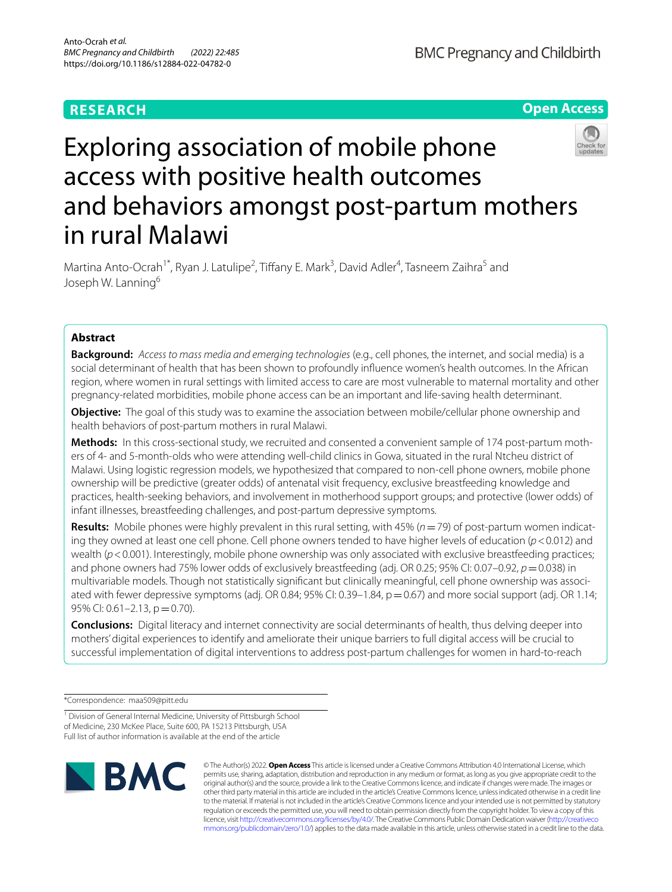RESEARCH

Open Access

# Exploring association of mobile phone access with positive health outcomes and behaviors amongst post-partum mothers in rural Malawi

Martina Anto-Ocrah[1*], Ryan J. Latulipe[2], Tiffany E. Mark[3], David Adler[4], Tasneem Zaihra[5] and Joseph W. Lanning[6]

## Abstract

**Background:** *Access to mass media and emerging technologies* (e.g., cell phones, the internet, and social media) is a social determinant of health that has been shown to profoundly influence women's health outcomes. In the African region, where women in rural settings with limited access to care are most vulnerable to maternal mortality and other pregnancy-related morbidities, mobile phone access can be an important and life-saving health determinant.

**Objective:** The goal of this study was to examine the association between mobile/cellular phone ownership and health behaviors of post-partum mothers in rural Malawi.

**Methods:** In this cross-sectional study, we recruited and consented a convenient sample of 174 post-partum mothers of 4- and 5-month-olds who were attending well-child clinics in Gowa, situated in the rural Ntcheu district of Malawi. Using logistic regression models, we hypothesized that compared to non-cell phone owners, mobile phone ownership will be predictive (greater odds) of antenatal visit frequency, exclusive breastfeeding knowledge and practices, health-seeking behaviors, and involvement in motherhood support groups; and protective (lower odds) of infant illnesses, breastfeeding challenges, and post-partum depressive symptoms.

**Results:** Mobile phones were highly prevalent in this rural setting, with 45% ($n = 79$) of post-partum women indicating they owned at least one cell phone. Cell phone owners tended to have higher levels of education ($p < 0.012$) and wealth ($p < 0.001$). Interestingly, mobile phone ownership was only associated with exclusive breastfeeding practices; and phone owners had 75% lower odds of exclusively breastfeeding (adj. OR 0.25; 95% CI: 0.07–0.92, $p = 0.038$) in multivariable models. Though not statistically significant but clinically meaningful, cell phone ownership was associated with fewer depressive symptoms (adj. OR 0.84; 95% CI: 0.39–1.84, $p = 0.67$) and more social support (adj. OR 1.14; 95% CI: 0.61–2.13, $p = 0.70$).

**Conclusions:** Digital literacy and internet connectivity are social determinants of health, thus delving deeper into mothers' digital experiences to identify and ameliorate their unique barriers to full digital access will be crucial to successful implementation of digital interventions to address post-partum challenges for women in hard-to-reach

*Correspondence: maa509@pitt.edu

[1] Division of General Internal Medicine, University of Pittsburgh School of Medicine, 230 McKee Place, Suite 600, PA 15213 Pittsburgh, USA
Full list of author information is available at the end of the article

© The Author(s) 2022. **Open Access** This article is licensed under a Creative Commons Attribution 4.0 International License, which permits use, sharing, adaptation, distribution and reproduction in any medium or format, as long as you give appropriate credit to the original author(s) and the source, provide a link to the Creative Commons licence, and indicate if changes were made. The images or other third party material in this article are included in the article's Creative Commons licence, unless indicated otherwise in a credit line to the material. If material is not included in the article's Creative Commons licence and your intended use is not permitted by statutory regulation or exceeds the permitted use, you will need to obtain permission directly from the copyright holder. To view a copy of this licence, visit http://creativecommons.org/licenses/by/4.0/. The Creative Commons Public Domain Dedication waiver (http://creativecommons.org/publicdomain/zero/1.0/) applies to the data made available in this article, unless otherwise stated in a credit line to the data.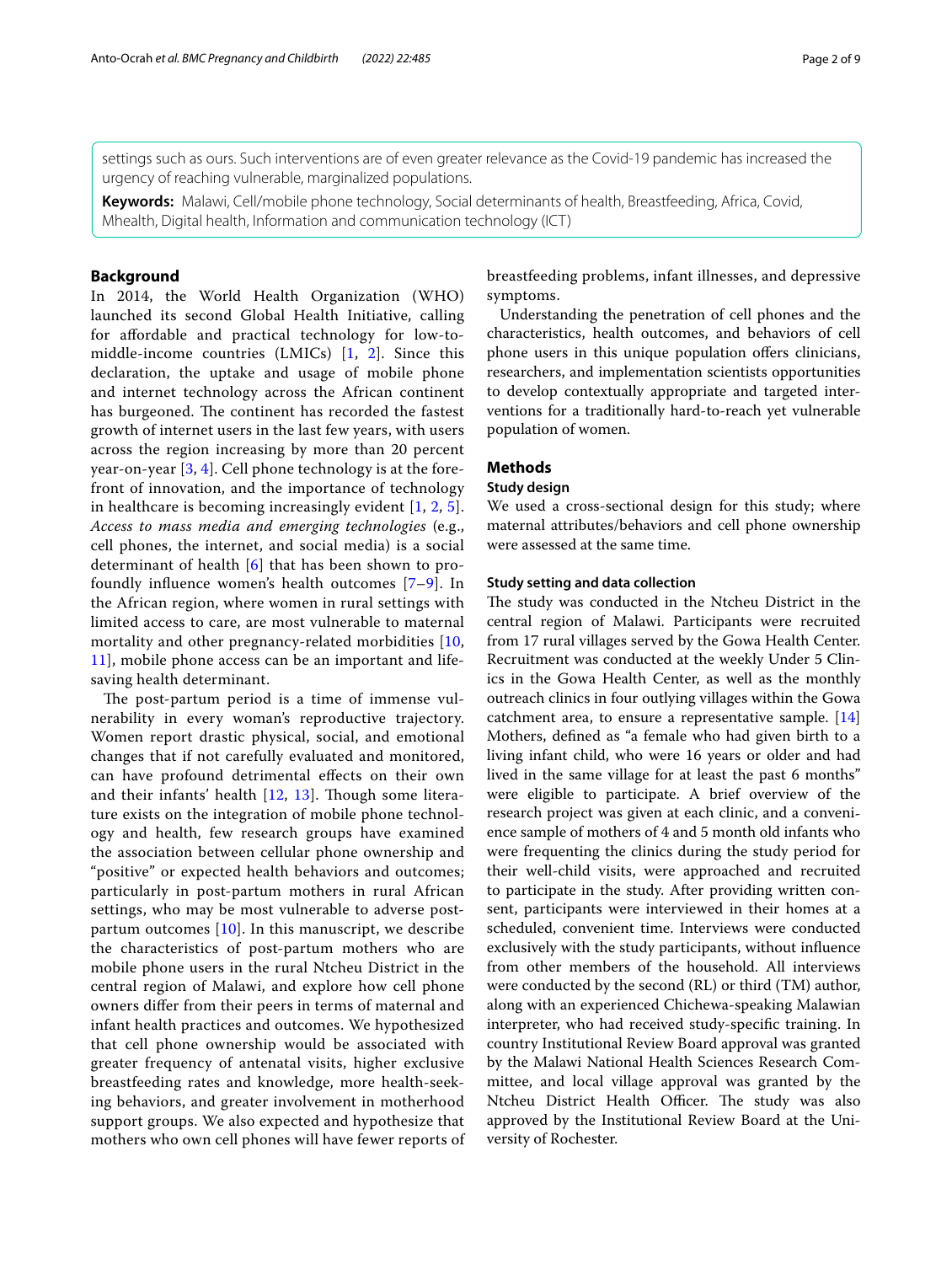settings such as ours. Such interventions are of even greater relevance as the Covid-19 pandemic has increased the urgency of reaching vulnerable, marginalized populations.

**Keywords:** Malawi, Cell/mobile phone technology, Social determinants of health, Breastfeeding, Africa, Covid, Mhealth, Digital health, Information and communication technology (ICT)

## Background

In 2014, the World Health Organization (WHO) launched its second Global Health Initiative, calling for affordable and practical technology for low-to-middle-income countries (LMICs) [1, 2]. Since this declaration, the uptake and usage of mobile phone and internet technology across the African continent has burgeoned. The continent has recorded the fastest growth of internet users in the last few years, with users across the region increasing by more than 20 percent year-on-year [3, 4]. Cell phone technology is at the forefront of innovation, and the importance of technology in healthcare is becoming increasingly evident [1, 2, 5]. *Access to mass media and emerging technologies* (e.g., cell phones, the internet, and social media) is a social determinant of health [6] that has been shown to profoundly influence women's health outcomes [7–9]. In the African region, where women in rural settings with limited access to care, are most vulnerable to maternal mortality and other pregnancy-related morbidities [10, 11], mobile phone access can be an important and life-saving health determinant.

The post-partum period is a time of immense vulnerability in every woman's reproductive trajectory. Women report drastic physical, social, and emotional changes that if not carefully evaluated and monitored, can have profound detrimental effects on their own and their infants' health [12, 13]. Though some literature exists on the integration of mobile phone technology and health, few research groups have examined the association between cellular phone ownership and "positive" or expected health behaviors and outcomes; particularly in post-partum mothers in rural African settings, who may be most vulnerable to adverse post-partum outcomes [10]. In this manuscript, we describe the characteristics of post-partum mothers who are mobile phone users in the rural Ntcheu District in the central region of Malawi, and explore how cell phone owners differ from their peers in terms of maternal and infant health practices and outcomes. We hypothesized that cell phone ownership would be associated with greater frequency of antenatal visits, higher exclusive breastfeeding rates and knowledge, more health-seeking behaviors, and greater involvement in motherhood support groups. We also expected and hypothesize that mothers who own cell phones will have fewer reports of breastfeeding problems, infant illnesses, and depressive symptoms.

Understanding the penetration of cell phones and the characteristics, health outcomes, and behaviors of cell phone users in this unique population offers clinicians, researchers, and implementation scientists opportunities to develop contextually appropriate and targeted interventions for a traditionally hard-to-reach yet vulnerable population of women.

## Methods

### Study design

We used a cross-sectional design for this study; where maternal attributes/behaviors and cell phone ownership were assessed at the same time.

### Study setting and data collection

The study was conducted in the Ntcheu District in the central region of Malawi. Participants were recruited from 17 rural villages served by the Gowa Health Center. Recruitment was conducted at the weekly Under 5 Clinics in the Gowa Health Center, as well as the monthly outreach clinics in four outlying villages within the Gowa catchment area, to ensure a representative sample. [14] Mothers, defined as "a female who had given birth to a living infant child, who were 16 years or older and had lived in the same village for at least the past 6 months" were eligible to participate. A brief overview of the research project was given at each clinic, and a convenience sample of mothers of 4 and 5 month old infants who were frequenting the clinics during the study period for their well-child visits, were approached and recruited to participate in the study. After providing written consent, participants were interviewed in their homes at a scheduled, convenient time. Interviews were conducted exclusively with the study participants, without influence from other members of the household. All interviews were conducted by the second (RL) or third (TM) author, along with an experienced Chichewa-speaking Malawian interpreter, who had received study-specific training. In country Institutional Review Board approval was granted by the Malawi National Health Sciences Research Committee, and local village approval was granted by the Ntcheu District Health Officer. The study was also approved by the Institutional Review Board at the University of Rochester.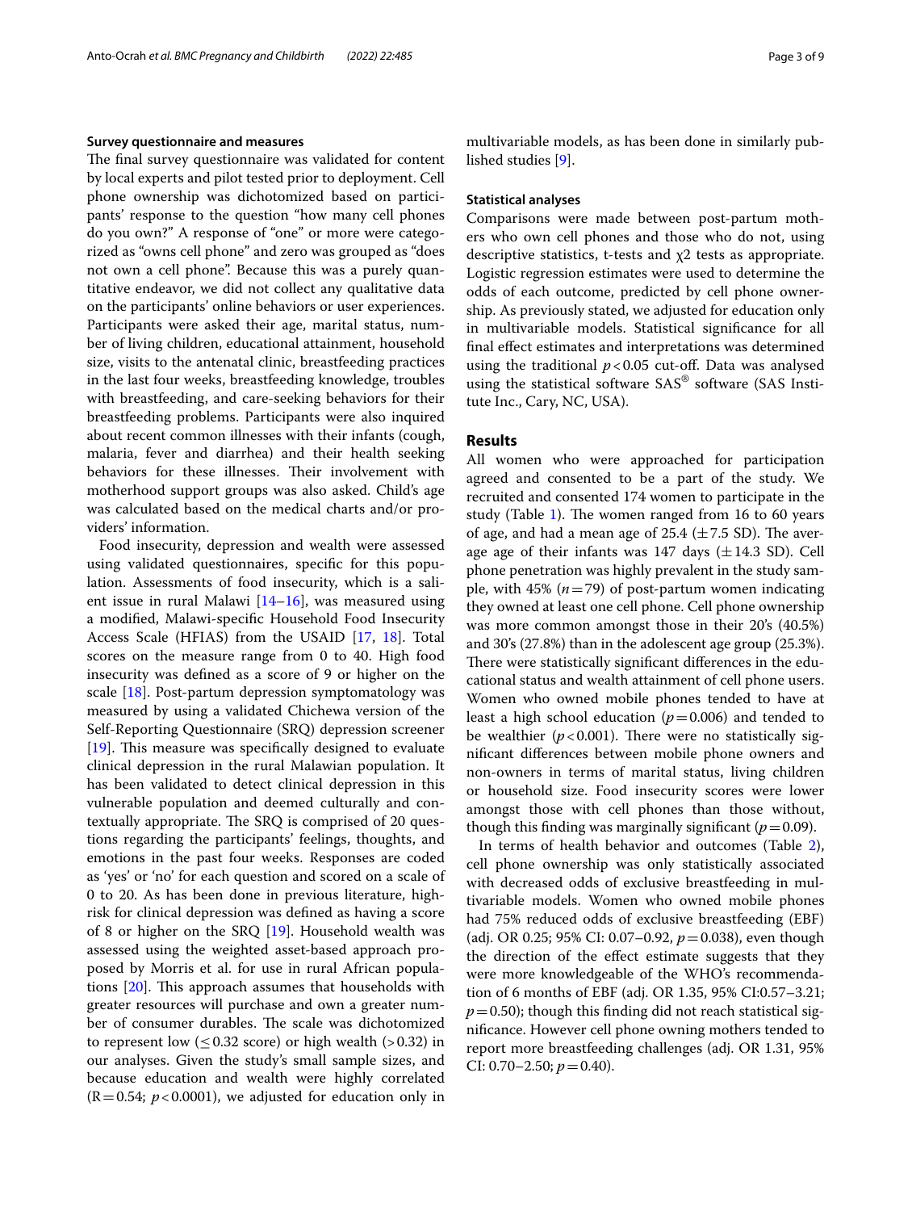### Survey questionnaire and measures

The final survey questionnaire was validated for content by local experts and pilot tested prior to deployment. Cell phone ownership was dichotomized based on participants' response to the question "how many cell phones do you own?" A response of "one" or more were categorized as "owns cell phone" and zero was grouped as "does not own a cell phone". Because this was a purely quantitative endeavor, we did not collect any qualitative data on the participants' online behaviors or user experiences. Participants were asked their age, marital status, number of living children, educational attainment, household size, visits to the antenatal clinic, breastfeeding practices in the last four weeks, breastfeeding knowledge, troubles with breastfeeding, and care-seeking behaviors for their breastfeeding problems. Participants were also inquired about recent common illnesses with their infants (cough, malaria, fever and diarrhea) and their health seeking behaviors for these illnesses. Their involvement with motherhood support groups was also asked. Child's age was calculated based on the medical charts and/or providers' information.

Food insecurity, depression and wealth were assessed using validated questionnaires, specific for this population. Assessments of food insecurity, which is a salient issue in rural Malawi [14–16], was measured using a modified, Malawi-specific Household Food Insecurity Access Scale (HFIAS) from the USAID [17, 18]. Total scores on the measure range from 0 to 40. High food insecurity was defined as a score of 9 or higher on the scale [18]. Post-partum depression symptomatology was measured by using a validated Chichewa version of the Self-Reporting Questionnaire (SRQ) depression screener [19]. This measure was specifically designed to evaluate clinical depression in the rural Malawian population. It has been validated to detect clinical depression in this vulnerable population and deemed culturally and contextually appropriate. The SRQ is comprised of 20 questions regarding the participants' feelings, thoughts, and emotions in the past four weeks. Responses are coded as 'yes' or 'no' for each question and scored on a scale of 0 to 20. As has been done in previous literature, high-risk for clinical depression was defined as having a score of 8 or higher on the SRQ [19]. Household wealth was assessed using the weighted asset-based approach proposed by Morris et al. for use in rural African populations [20]. This approach assumes that households with greater resources will purchase and own a greater number of consumer durables. The scale was dichotomized to represent low ($\leq 0.32$ score) or high wealth ($>0.32$) in our analyses. Given the study's small sample sizes, and because education and wealth were highly correlated ($R=0.54$; $p<0.0001$), we adjusted for education only in multivariable models, as has been done in similarly published studies [9].

### Statistical analyses

Comparisons were made between post-partum mothers who own cell phones and those who do not, using descriptive statistics, t-tests and $\chi 2$ tests as appropriate. Logistic regression estimates were used to determine the odds of each outcome, predicted by cell phone ownership. As previously stated, we adjusted for education only in multivariable models. Statistical significance for all final effect estimates and interpretations was determined using the traditional $p<0.05$ cut-off. Data was analysed using the statistical software SAS® software (SAS Institute Inc., Cary, NC, USA).

## Results

All women who were approached for participation agreed and consented to be a part of the study. We recruited and consented 174 women to participate in the study (Table 1). The women ranged from 16 to 60 years of age, and had a mean age of 25.4 ($\pm 7.5$ SD). The average age of their infants was 147 days ($\pm 14.3$ SD). Cell phone penetration was highly prevalent in the study sample, with 45% ($n=79$) of post-partum women indicating they owned at least one cell phone. Cell phone ownership was more common amongst those in their 20's (40.5%) and 30's (27.8%) than in the adolescent age group (25.3%). There were statistically significant differences in the educational status and wealth attainment of cell phone users. Women who owned mobile phones tended to have at least a high school education ($p=0.006$) and tended to be wealthier ($p<0.001$). There were no statistically significant differences between mobile phone owners and non-owners in terms of marital status, living children or household size. Food insecurity scores were lower amongst those with cell phones than those without, though this finding was marginally significant ($p=0.09$).

In terms of health behavior and outcomes (Table 2), cell phone ownership was only statistically associated with decreased odds of exclusive breastfeeding in multivariable models. Women who owned mobile phones had 75% reduced odds of exclusive breastfeeding (EBF) (adj. OR 0.25; 95% CI: 0.07–0.92, $p=0.038$), even though the direction of the effect estimate suggests that they were more knowledgeable of the WHO's recommendation of 6 months of EBF (adj. OR 1.35, 95% CI:0.57–3.21; $p=0.50$); though this finding did not reach statistical significance. However cell phone owning mothers tended to report more breastfeeding challenges (adj. OR 1.31, 95% CI: 0.70–2.50; $p=0.40$).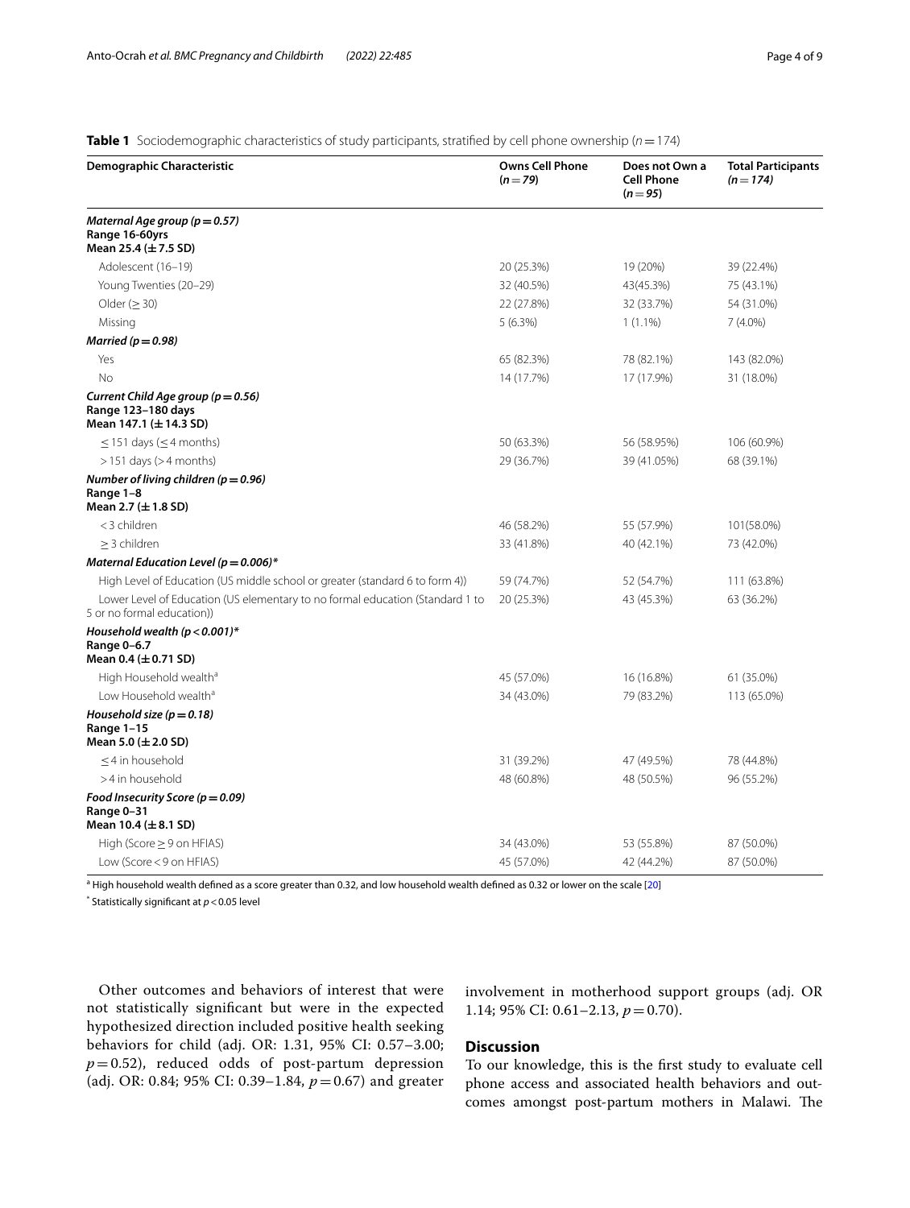**Table 1** Sociodemographic characteristics of study participants, stratified by cell phone ownership ($n = 174$)

| Demographic Characteristic | Owns Cell Phone ($n = 79$) | Does not Own a Cell Phone ($n = 95$) | Total Participants ($n = 174$) |
|---|---|---|---|
| ***Maternal Age group ($p = 0.57$)*** **Range 16-60yrs** **Mean 25.4 (± 7.5 SD)** | | | |
| Adolescent (16–19) | 20 (25.3%) | 19 (20%) | 39 (22.4%) |
| Young Twenties (20–29) | 32 (40.5%) | 43(45.3%) | 75 (43.1%) |
| Older (≥ 30) | 22 (27.8%) | 32 (33.7%) | 54 (31.0%) |
| Missing | 5 (6.3%) | 1 (1.1%) | 7 (4.0%) |
| ***Married ($p = 0.98$)*** | | | |
| Yes | 65 (82.3%) | 78 (82.1%) | 143 (82.0%) |
| No | 14 (17.7%) | 17 (17.9%) | 31 (18.0%) |
| ***Current Child Age group ($p = 0.56$)*** **Range 123–180 days** **Mean 147.1 (± 14.3 SD)** | | | |
| ≤ 151 days (≤ 4 months) | 50 (63.3%) | 56 (58.95%) | 106 (60.9%) |
| > 151 days (> 4 months) | 29 (36.7%) | 39 (41.05%) | 68 (39.1%) |
| ***Number of living children ($p = 0.96$)*** **Range 1–8** **Mean 2.7 (± 1.8 SD)** | | | |
| < 3 children | 46 (58.2%) | 55 (57.9%) | 101(58.0%) |
| ≥ 3 children | 33 (41.8%) | 40 (42.1%) | 73 (42.0%) |
| ***Maternal Education Level ($p = 0.006$)**** | | | |
| High Level of Education (US middle school or greater (standard 6 to form 4)) | 59 (74.7%) | 52 (54.7%) | 111 (63.8%) |
| Lower Level of Education (US elementary to no formal education (Standard 1 to 5 or no formal education)) | 20 (25.3%) | 43 (45.3%) | 63 (36.2%) |
| ***Household wealth ($p < 0.001$)**** **Range 0–6.7** **Mean 0.4 (± 0.71 SD)** | | | |
| High Household wealth[a] | 45 (57.0%) | 16 (16.8%) | 61 (35.0%) |
| Low Household wealth[a] | 34 (43.0%) | 79 (83.2%) | 113 (65.0%) |
| ***Household size ($p = 0.18$)*** **Range 1–15** **Mean 5.0 (± 2.0 SD)** | | | |
| ≤ 4 in household | 31 (39.2%) | 47 (49.5%) | 78 (44.8%) |
| > 4 in household | 48 (60.8%) | 48 (50.5%) | 96 (55.2%) |
| ***Food Insecurity Score ($p = 0.09$)*** **Range 0–31** **Mean 10.4 (± 8.1 SD)** | | | |
| High (Score ≥ 9 on HFIAS) | 34 (43.0%) | 53 (55.8%) | 87 (50.0%) |
| Low (Score < 9 on HFIAS) | 45 (57.0%) | 42 (44.2%) | 87 (50.0%) |

[a] High household wealth defined as a score greater than 0.32, and low household wealth defined as 0.32 or lower on the scale [20]

[*] Statistically significant at $p < 0.05$ level

Other outcomes and behaviors of interest that were not statistically significant but were in the expected hypothesized direction included positive health seeking behaviors for child (adj. OR: 1.31, 95% CI: 0.57–3.00; $p = 0.52$), reduced odds of post-partum depression (adj. OR: 0.84; 95% CI: 0.39–1.84, $p = 0.67$) and greater involvement in motherhood support groups (adj. OR 1.14; 95% CI: 0.61–2.13, $p = 0.70$).

## Discussion

To our knowledge, this is the first study to evaluate cell phone access and associated health behaviors and outcomes amongst post-partum mothers in Malawi. The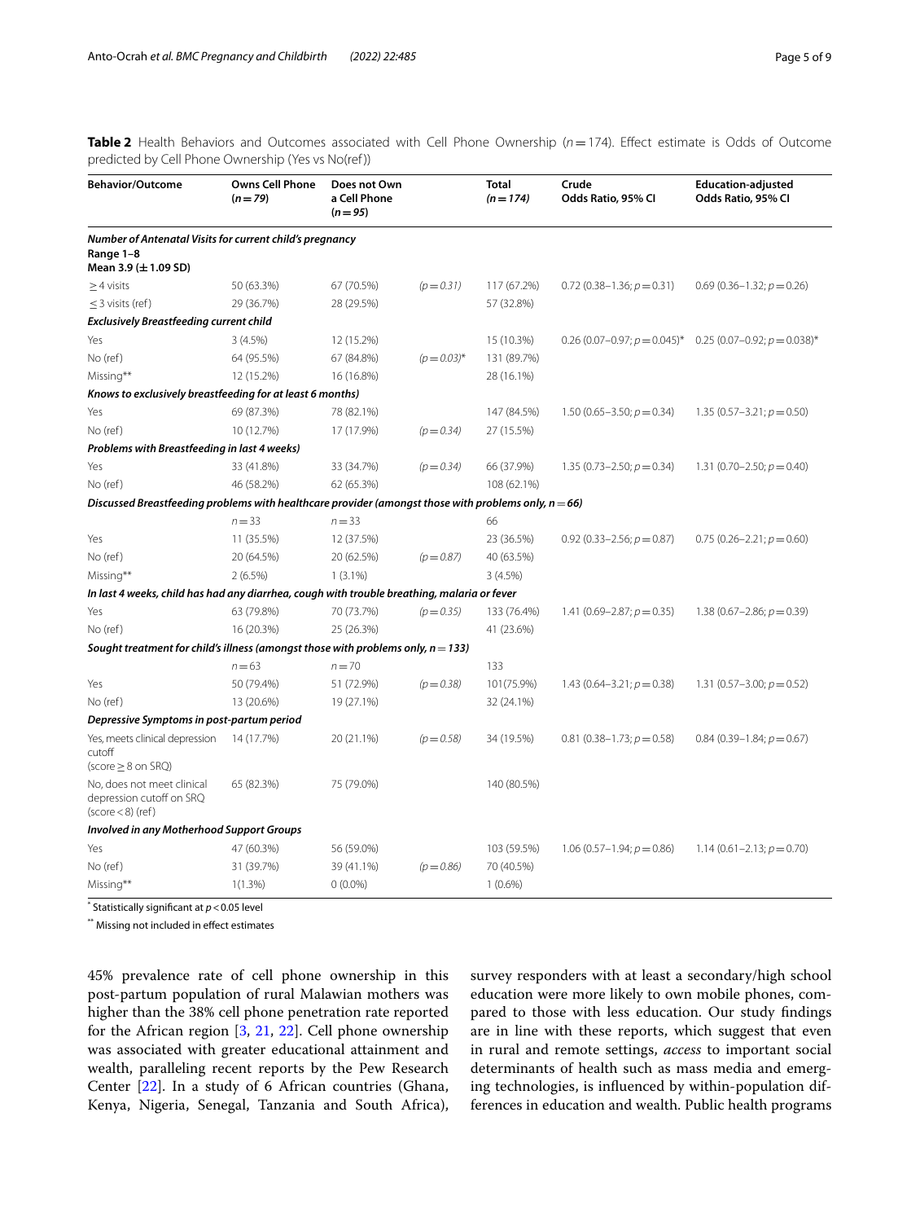**Table 2** Health Behaviors and Outcomes associated with Cell Phone Ownership ($n = 174$). Effect estimate is Odds of Outcome predicted by Cell Phone Ownership (Yes vs No(ref))

| Behavior/Outcome | Owns Cell Phone (*n = 79*) | Does not Own a Cell Phone (*n = 95*) | | Total (*n = 174*) | Crude Odds Ratio, 95% CI | Education-adjusted Odds Ratio, 95% CI |
|---|---|---|---|---|---|---|
| ***Number of Antenatal Visits for current child's pregnancy*** **Range 1–8** **Mean 3.9 (± 1.09 SD)** | | | | | | |
| ≥ 4 visits | 50 (63.3%) | 67 (70.5%) | *(p = 0.31)* | 117 (67.2%) | 0.72 (0.38–1.36; $p = 0.31$) | 0.69 (0.36–1.32; $p = 0.26$) |
| ≤ 3 visits (ref) | 29 (36.7%) | 28 (29.5%) | | 57 (32.8%) | | |
| ***Exclusively Breastfeeding current child*** | | | | | | |
| Yes | 3 (4.5%) | 12 (15.2%) | | 15 (10.3%) | 0.26 (0.07–0.97; $p = 0.045$)* | 0.25 (0.07–0.92; $p = 0.038$)* |
| No (ref) | 64 (95.5%) | 67 (84.8%) | *(p = 0.03)** | 131 (89.7%) | | |
| Missing** | 12 (15.2%) | 16 (16.8%) | | 28 (16.1%) | | |
| ***Knows to exclusively breastfeeding for at least 6 months)*** | | | | | | |
| Yes | 69 (87.3%) | 78 (82.1%) | | 147 (84.5%) | 1.50 (0.65–3.50; $p = 0.34$) | 1.35 (0.57–3.21; $p = 0.50$) |
| No (ref) | 10 (12.7%) | 17 (17.9%) | *(p = 0.34)* | 27 (15.5%) | | |
| ***Problems with Breastfeeding in last 4 weeks)*** | | | | | | |
| Yes | 33 (41.8%) | 33 (34.7%) | *(p = 0.34)* | 66 (37.9%) | 1.35 (0.73–2.50; $p = 0.34$) | 1.31 (0.70–2.50; $p = 0.40$) |
| No (ref) | 46 (58.2%) | 62 (65.3%) | | 108 (62.1%) | | |
| ***Discussed Breastfeeding problems with healthcare provider (amongst those with problems only, n = 66)*** | | | | | | |
| | $n = 33$ | $n = 33$ | | 66 | | |
| Yes | 11 (35.5%) | 12 (37.5%) | | 23 (36.5%) | 0.92 (0.33–2.56; $p = 0.87$) | 0.75 (0.26–2.21; $p = 0.60$) |
| No (ref) | 20 (64.5%) | 20 (62.5%) | *(p = 0.87)* | 40 (63.5%) | | |
| Missing** | 2 (6.5%) | 1 (3.1%) | | 3 (4.5%) | | |
| ***In last 4 weeks, child has had any diarrhea, cough with trouble breathing, malaria or fever*** | | | | | | |
| Yes | 63 (79.8%) | 70 (73.7%) | *(p = 0.35)* | 133 (76.4%) | 1.41 (0.69–2.87; $p = 0.35$) | 1.38 (0.67–2.86; $p = 0.39$) |
| No (ref) | 16 (20.3%) | 25 (26.3%) | | 41 (23.6%) | | |
| ***Sought treatment for child's illness (amongst those with problems only, n = 133)*** | | | | | | |
| | $n = 63$ | $n = 70$ | | 133 | | |
| Yes | 50 (79.4%) | 51 (72.9%) | *(p = 0.38)* | 101(75.9%) | 1.43 (0.64–3.21; $p = 0.38$) | 1.31 (0.57–3.00; $p = 0.52$) |
| No (ref) | 13 (20.6%) | 19 (27.1%) | | 32 (24.1%) | | |
| ***Depressive Symptoms in post-partum period*** | | | | | | |
| Yes, meets clinical depression cutoff (score ≥ 8 on SRQ) | 14 (17.7%) | 20 (21.1%) | *(p = 0.58)* | 34 (19.5%) | 0.81 (0.38–1.73; $p = 0.58$) | 0.84 (0.39–1.84; $p = 0.67$) |
| No, does not meet clinical depression cutoff on SRQ (score < 8) (ref) | 65 (82.3%) | 75 (79.0%) | | 140 (80.5%) | | |
| ***Involved in any Motherhood Support Groups*** | | | | | | |
| Yes | 47 (60.3%) | 56 (59.0%) | | 103 (59.5%) | 1.06 (0.57–1.94; $p = 0.86$) | 1.14 (0.61–2.13; $p = 0.70$) |
| No (ref) | 31 (39.7%) | 39 (41.1%) | *(p = 0.86)* | 70 (40.5%) | | |
| Missing** | 1(1.3%) | 0 (0.0%) | | 1 (0.6%) | | |

* Statistically significant at $p < 0.05$ level

** Missing not included in effect estimates

45% prevalence rate of cell phone ownership in this post-partum population of rural Malawian mothers was higher than the 38% cell phone penetration rate reported for the African region [3, 21, 22]. Cell phone ownership was associated with greater educational attainment and wealth, paralleling recent reports by the Pew Research Center [22]. In a study of 6 African countries (Ghana, Kenya, Nigeria, Senegal, Tanzania and South Africa), survey responders with at least a secondary/high school education were more likely to own mobile phones, compared to those with less education. Our study findings are in line with these reports, which suggest that even in rural and remote settings, *access* to important social determinants of health such as mass media and emerging technologies, is influenced by within-population differences in education and wealth. Public health programs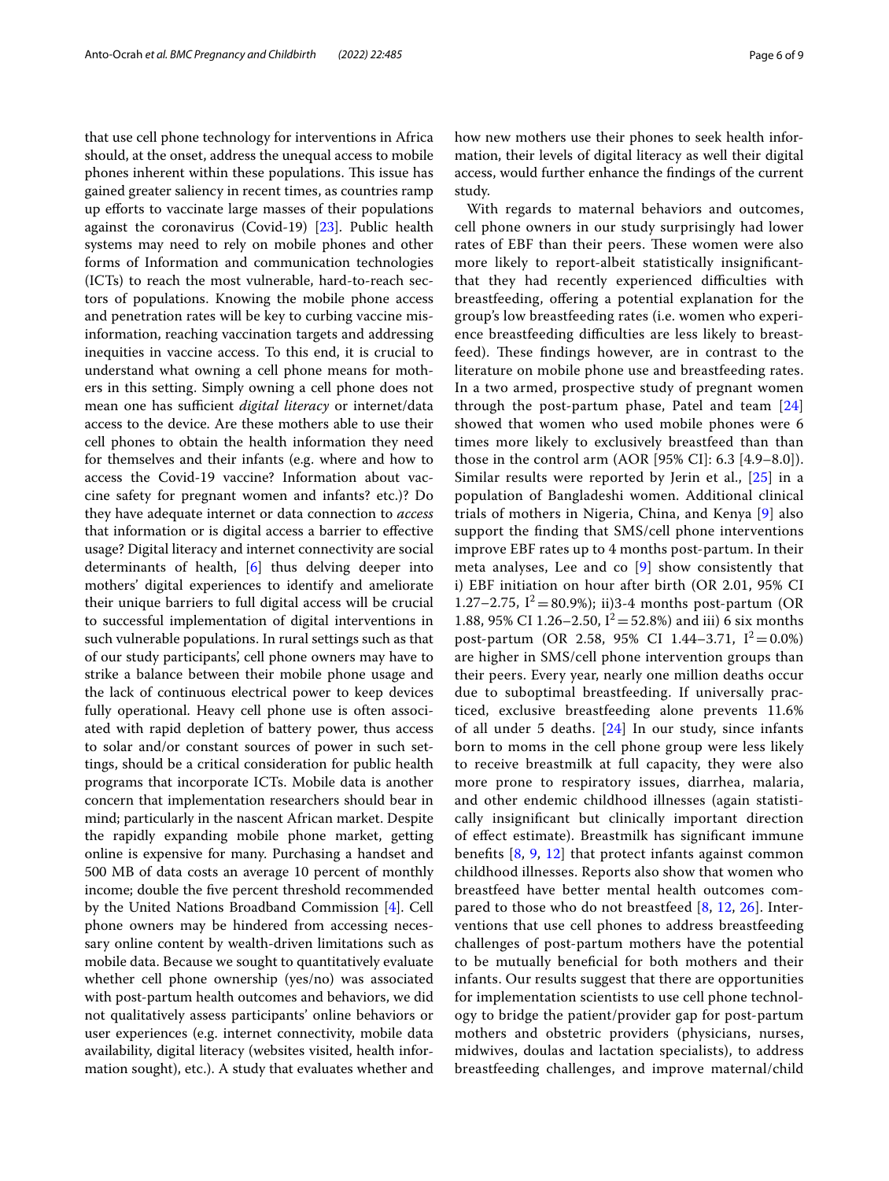that use cell phone technology for interventions in Africa should, at the onset, address the unequal access to mobile phones inherent within these populations. This issue has gained greater saliency in recent times, as countries ramp up efforts to vaccinate large masses of their populations against the coronavirus (Covid-19) [23]. Public health systems may need to rely on mobile phones and other forms of Information and communication technologies (ICTs) to reach the most vulnerable, hard-to-reach sectors of populations. Knowing the mobile phone access and penetration rates will be key to curbing vaccine misinformation, reaching vaccination targets and addressing inequities in vaccine access. To this end, it is crucial to understand what owning a cell phone means for mothers in this setting. Simply owning a cell phone does not mean one has sufficient *digital literacy* or internet/data access to the device. Are these mothers able to use their cell phones to obtain the health information they need for themselves and their infants (e.g. where and how to access the Covid-19 vaccine? Information about vaccine safety for pregnant women and infants? etc.)? Do they have adequate internet or data connection to *access* that information or is digital access a barrier to effective usage? Digital literacy and internet connectivity are social determinants of health, [6] thus delving deeper into mothers' digital experiences to identify and ameliorate their unique barriers to full digital access will be crucial to successful implementation of digital interventions in such vulnerable populations. In rural settings such as that of our study participants', cell phone owners may have to strike a balance between their mobile phone usage and the lack of continuous electrical power to keep devices fully operational. Heavy cell phone use is often associated with rapid depletion of battery power, thus access to solar and/or constant sources of power in such settings, should be a critical consideration for public health programs that incorporate ICTs. Mobile data is another concern that implementation researchers should bear in mind; particularly in the nascent African market. Despite the rapidly expanding mobile phone market, getting online is expensive for many. Purchasing a handset and 500 MB of data costs an average 10 percent of monthly income; double the five percent threshold recommended by the United Nations Broadband Commission [4]. Cell phone owners may be hindered from accessing necessary online content by wealth-driven limitations such as mobile data. Because we sought to quantitatively evaluate whether cell phone ownership (yes/no) was associated with post-partum health outcomes and behaviors, we did not qualitatively assess participants' online behaviors or user experiences (e.g. internet connectivity, mobile data availability, digital literacy (websites visited, health information sought), etc.). A study that evaluates whether and how new mothers use their phones to seek health information, their levels of digital literacy as well their digital access, would further enhance the findings of the current study.

With regards to maternal behaviors and outcomes, cell phone owners in our study surprisingly had lower rates of EBF than their peers. These women were also more likely to report-albeit statistically insignificant-that they had recently experienced difficulties with breastfeeding, offering a potential explanation for the group's low breastfeeding rates (i.e. women who experience breastfeeding difficulties are less likely to breastfeed). These findings however, are in contrast to the literature on mobile phone use and breastfeeding rates. In a two armed, prospective study of pregnant women through the post-partum phase, Patel and team [24] showed that women who used mobile phones were 6 times more likely to exclusively breastfeed than than those in the control arm (AOR [95% CI]: 6.3 [4.9–8.0]). Similar results were reported by Jerin et al., [25] in a population of Bangladeshi women. Additional clinical trials of mothers in Nigeria, China, and Kenya [9] also support the finding that SMS/cell phone interventions improve EBF rates up to 4 months post-partum. In their meta analyses, Lee and co [9] show consistently that i) EBF initiation on hour after birth (OR 2.01, 95% CI 1.27–2.75, $I^2=80.9\%$); ii)3-4 months post-partum (OR 1.88, 95% CI 1.26–2.50, $I^2=52.8\%$) and iii) 6 six months post-partum (OR 2.58, 95% CI 1.44–3.71, $I^2=0.0\%$) are higher in SMS/cell phone intervention groups than their peers. Every year, nearly one million deaths occur due to suboptimal breastfeeding. If universally practiced, exclusive breastfeeding alone prevents 11.6% of all under 5 deaths. [24] In our study, since infants born to moms in the cell phone group were less likely to receive breastmilk at full capacity, they were also more prone to respiratory issues, diarrhea, malaria, and other endemic childhood illnesses (again statistically insignificant but clinically important direction of effect estimate). Breastmilk has significant immune benefits [8, 9, 12] that protect infants against common childhood illnesses. Reports also show that women who breastfeed have better mental health outcomes compared to those who do not breastfeed [8, 12, 26]. Interventions that use cell phones to address breastfeeding challenges of post-partum mothers have the potential to be mutually beneficial for both mothers and their infants. Our results suggest that there are opportunities for implementation scientists to use cell phone technology to bridge the patient/provider gap for post-partum mothers and obstetric providers (physicians, nurses, midwives, doulas and lactation specialists), to address breastfeeding challenges, and improve maternal/child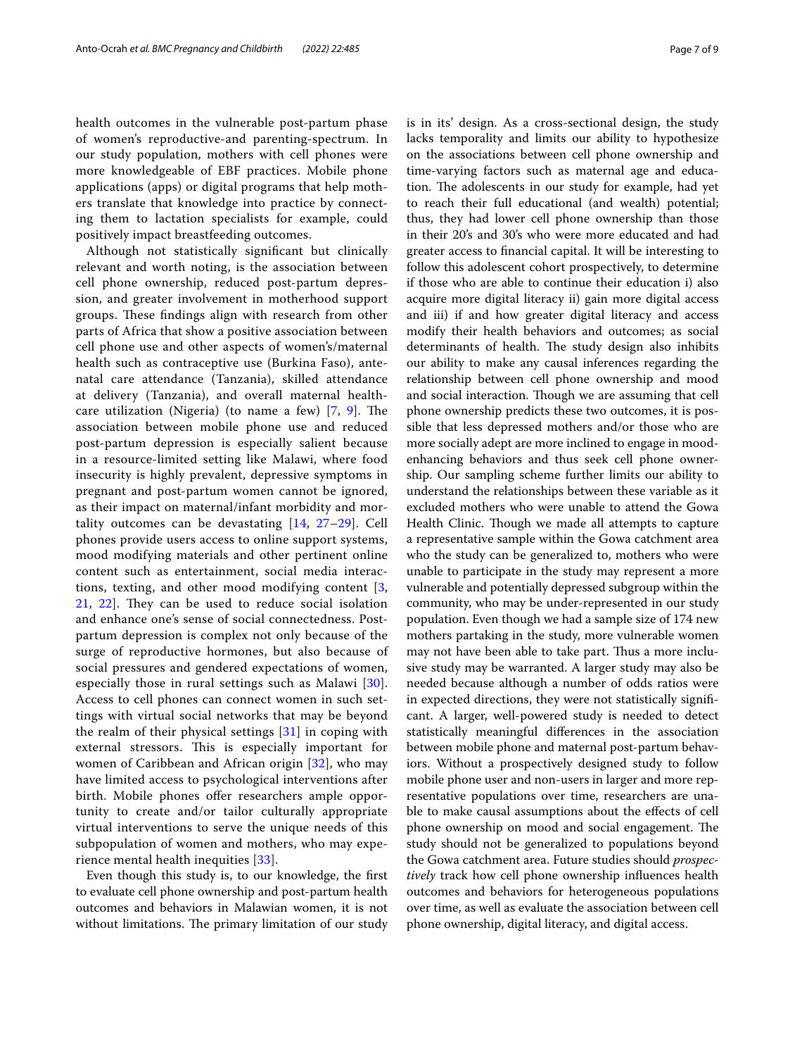health outcomes in the vulnerable post-partum phase of women's reproductive-and parenting-spectrum. In our study population, mothers with cell phones were more knowledgeable of EBF practices. Mobile phone applications (apps) or digital programs that help mothers translate that knowledge into practice by connecting them to lactation specialists for example, could positively impact breastfeeding outcomes.

Although not statistically significant but clinically relevant and worth noting, is the association between cell phone ownership, reduced post-partum depression, and greater involvement in motherhood support groups. These findings align with research from other parts of Africa that show a positive association between cell phone use and other aspects of women's/maternal health such as contraceptive use (Burkina Faso), antenatal care attendance (Tanzania), skilled attendance at delivery (Tanzania), and overall maternal healthcare utilization (Nigeria) (to name a few) [7, 9]. The association between mobile phone use and reduced post-partum depression is especially salient because in a resource-limited setting like Malawi, where food insecurity is highly prevalent, depressive symptoms in pregnant and post-partum women cannot be ignored, as their impact on maternal/infant morbidity and mortality outcomes can be devastating [14, 27–29]. Cell phones provide users access to online support systems, mood modifying materials and other pertinent online content such as entertainment, social media interactions, texting, and other mood modifying content [3, 21, 22]. They can be used to reduce social isolation and enhance one's sense of social connectedness. Post-partum depression is complex not only because of the surge of reproductive hormones, but also because of social pressures and gendered expectations of women, especially those in rural settings such as Malawi [30]. Access to cell phones can connect women in such settings with virtual social networks that may be beyond the realm of their physical settings [31] in coping with external stressors. This is especially important for women of Caribbean and African origin [32], who may have limited access to psychological interventions after birth. Mobile phones offer researchers ample opportunity to create and/or tailor culturally appropriate virtual interventions to serve the unique needs of this subpopulation of women and mothers, who may experience mental health inequities [33].

Even though this study is, to our knowledge, the first to evaluate cell phone ownership and post-partum health outcomes and behaviors in Malawian women, it is not without limitations. The primary limitation of our study is in its' design. As a cross-sectional design, the study lacks temporality and limits our ability to hypothesize on the associations between cell phone ownership and time-varying factors such as maternal age and education. The adolescents in our study for example, had yet to reach their full educational (and wealth) potential; thus, they had lower cell phone ownership than those in their 20's and 30's who were more educated and had greater access to financial capital. It will be interesting to follow this adolescent cohort prospectively, to determine if those who are able to continue their education i) also acquire more digital literacy ii) gain more digital access and iii) if and how greater digital literacy and access modify their health behaviors and outcomes; as social determinants of health. The study design also inhibits our ability to make any causal inferences regarding the relationship between cell phone ownership and mood and social interaction. Though we are assuming that cell phone ownership predicts these two outcomes, it is possible that less depressed mothers and/or those who are more socially adept are more inclined to engage in mood-enhancing behaviors and thus seek cell phone ownership. Our sampling scheme further limits our ability to understand the relationships between these variable as it excluded mothers who were unable to attend the Gowa Health Clinic. Though we made all attempts to capture a representative sample within the Gowa catchment area who the study can be generalized to, mothers who were unable to participate in the study may represent a more vulnerable and potentially depressed subgroup within the community, who may be under-represented in our study population. Even though we had a sample size of 174 new mothers partaking in the study, more vulnerable women may not have been able to take part. Thus a more inclusive study may be warranted. A larger study may also be needed because although a number of odds ratios were in expected directions, they were not statistically significant. A larger, well-powered study is needed to detect statistically meaningful differences in the association between mobile phone and maternal post-partum behaviors. Without a prospectively designed study to follow mobile phone user and non-users in larger and more representative populations over time, researchers are unable to make causal assumptions about the effects of cell phone ownership on mood and social engagement. The study should not be generalized to populations beyond the Gowa catchment area. Future studies should *prospectively* track how cell phone ownership influences health outcomes and behaviors for heterogeneous populations over time, as well as evaluate the association between cell phone ownership, digital literacy, and digital access.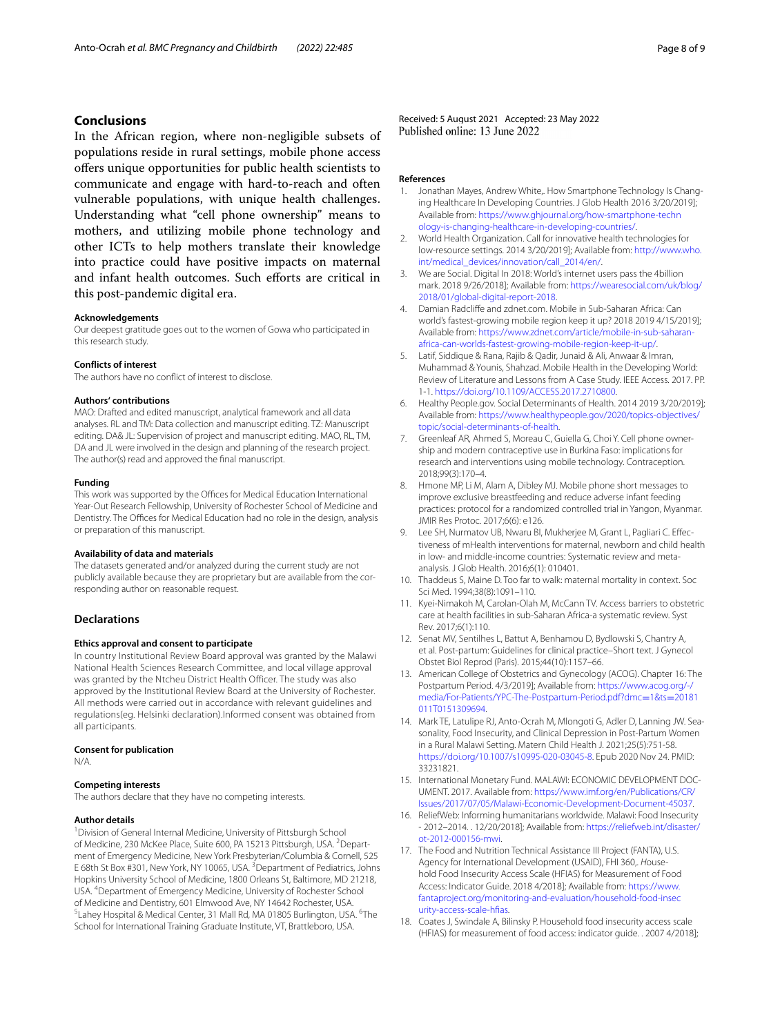## Conclusions

In the African region, where non-negligible subsets of populations reside in rural settings, mobile phone access offers unique opportunities for public health scientists to communicate and engage with hard-to-reach and often vulnerable populations, with unique health challenges. Understanding what "cell phone ownership" means to mothers, and utilizing mobile phone technology and other ICTs to help mothers translate their knowledge into practice could have positive impacts on maternal and infant health outcomes. Such efforts are critical in this post-pandemic digital era.

#### Acknowledgements

Our deepest gratitude goes out to the women of Gowa who participated in this research study.

#### Conflicts of interest

The authors have no conflict of interest to disclose.

#### Authors' contributions

MAO: Drafted and edited manuscript, analytical framework and all data analyses. RL and TM: Data collection and manuscript editing. TZ: Manuscript editing. DA& JL: Supervision of project and manuscript editing. MAO, RL, TM, DA and JL were involved in the design and planning of the research project. The author(s) read and approved the final manuscript.

#### Funding

This work was supported by the Offices for Medical Education International Year-Out Research Fellowship, University of Rochester School of Medicine and Dentistry. The Offices for Medical Education had no role in the design, analysis or preparation of this manuscript.

#### Availability of data and materials

The datasets generated and/or analyzed during the current study are not publicly available because they are proprietary but are available from the corresponding author on reasonable request.

## Declarations

#### Ethics approval and consent to participate

In country Institutional Review Board approval was granted by the Malawi National Health Sciences Research Committee, and local village approval was granted by the Ntcheu District Health Officer. The study was also approved by the Institutional Review Board at the University of Rochester. All methods were carried out in accordance with relevant guidelines and regulations(eg. Helsinki declaration).Informed consent was obtained from all participants.

#### Consent for publication

N/A.

#### Competing interests

The authors declare that they have no competing interests.

#### Author details

[1]Division of General Internal Medicine, University of Pittsburgh School of Medicine, 230 McKee Place, Suite 600, PA 15213 Pittsburgh, USA. [2]Department of Emergency Medicine, New York Presbyterian/Columbia & Cornell, 525 E 68th St Box #301, New York, NY 10065, USA. [3]Department of Pediatrics, Johns Hopkins University School of Medicine, 1800 Orleans St, Baltimore, MD 21218, USA. [4]Department of Emergency Medicine, University of Rochester School of Medicine and Dentistry, 601 Elmwood Ave, NY 14642 Rochester, USA. [5]Lahey Hospital & Medical Center, 31 Mall Rd, MA 01805 Burlington, USA. [6]The School for International Training Graduate Institute, VT, Brattleboro, USA.

Received: 5 August 2021 Accepted: 23 May 2022
Published online: 13 June 2022

#### References

1. Jonathan Mayes, Andrew White,. How Smartphone Technology Is Changing Healthcare In Developing Countries. J Glob Health 2016 3/20/2019]; Available from: https://www.ghjournal.org/how-smartphone-technology-is-changing-healthcare-in-developing-countries/.
2. World Health Organization. Call for innovative health technologies for low-resource settings. 2014 3/20/2019]; Available from: http://www.who.int/medical_devices/innovation/call_2014/en/.
3. We are Social. Digital In 2018: World's internet users pass the 4billion mark. 2018 9/26/2018]; Available from: https://wearesocial.com/uk/blog/2018/01/global-digital-report-2018.
4. Damian Radcliffe and zdnet.com. Mobile in Sub-Saharan Africa: Can world's fastest-growing mobile region keep it up? 2018 2019 4/15/2019]; Available from: https://www.zdnet.com/article/mobile-in-sub-saharan-africa-can-worlds-fastest-growing-mobile-region-keep-it-up/.
5. Latif, Siddique & Rana, Rajib & Qadir, Junaid & Ali, Anwaar & Imran, Muhammad & Younis, Shahzad. Mobile Health in the Developing World: Review of Literature and Lessons from A Case Study. IEEE Access. 2017. PP. 1-1. https://doi.org/10.1109/ACCESS.2017.2710800.
6. Healthy People.gov. Social Determinants of Health. 2014 2019 3/20/2019]; Available from: https://www.healthypeople.gov/2020/topics-objectives/topic/social-determinants-of-health.
7. Greenleaf AR, Ahmed S, Moreau C, Guiella G, Choi Y. Cell phone ownership and modern contraceptive use in Burkina Faso: implications for research and interventions using mobile technology. Contraception. 2018;99(3):170–4.
8. Hmone MP, Li M, Alam A, Dibley MJ. Mobile phone short messages to improve exclusive breastfeeding and reduce adverse infant feeding practices: protocol for a randomized controlled trial in Yangon, Myanmar. JMIR Res Protoc. 2017;6(6): e126.
9. Lee SH, Nurmatov UB, Nwaru BI, Mukherjee M, Grant L, Pagliari C. Effectiveness of mHealth interventions for maternal, newborn and child health in low- and middle-income countries: Systematic review and meta-analysis. J Glob Health. 2016;6(1): 010401.
10. Thaddeus S, Maine D. Too far to walk: maternal mortality in context. Soc Sci Med. 1994;38(8):1091–110.
11. Kyei-Nimakoh M, Carolan-Olah M, McCann TV. Access barriers to obstetric care at health facilities in sub-Saharan Africa-a systematic review. Syst Rev. 2017;6(1):110.
12. Senat MV, Sentilhes L, Battut A, Benhamou D, Bydlowski S, Chantry A, et al. Post-partum: Guidelines for clinical practice–Short text. J Gynecol Obstet Biol Reprod (Paris). 2015;44(10):1157–66.
13. American College of Obstetrics and Gynecology (ACOG). Chapter 16: The Postpartum Period. 4/3/2019]; Available from: https://www.acog.org/-/media/For-Patients/YPC-The-Postpartum-Period.pdf?dmc=1&ts=20181011T0151309694.
14. Mark TE, Latulipe RJ, Anto-Ocrah M, Mlongoti G, Adler D, Lanning JW. Seasonality, Food Insecurity, and Clinical Depression in Post-Partum Women in a Rural Malawi Setting. Matern Child Health J. 2021;25(5):751-58. https://doi.org/10.1007/s10995-020-03045-8. Epub 2020 Nov 24. PMID: 33231821.
15. International Monetary Fund. MALAWI: ECONOMIC DEVELOPMENT DOCUMENT. 2017. Available from: https://www.imf.org/en/Publications/CR/Issues/2017/07/05/Malawi-Economic-Development-Document-45037.
16. ReliefWeb: Informing humanitarians worldwide. Malawi: Food Insecurity - 2012–2014. . 12/20/2018]; Available from: https://reliefweb.int/disaster/ot-2012-000156-mwi.
17. The Food and Nutrition Technical Assistance III Project (FANTA), U.S. Agency for International Development (USAID), FHI 360,. Household Food Insecurity Access Scale (HFIAS) for Measurement of Food Access: Indicator Guide. 2018 4/2018]; Available from: https://www.fantaproject.org/monitoring-and-evaluation/household-food-insecurity-access-scale-hfias.
18. Coates J, Swindale A, Bilinsky P. Household food insecurity access scale (HFIAS) for measurement of food access: indicator guide. . 2007 4/2018];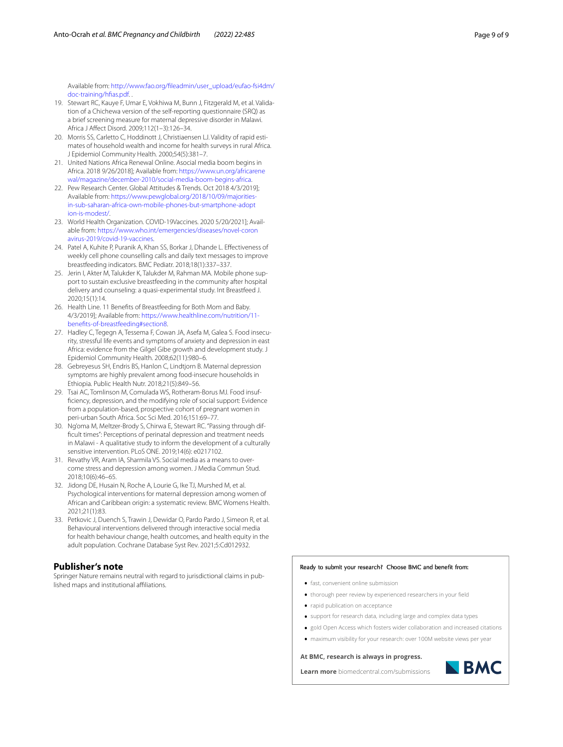Available from: http://www.fao.org/fileadmin/user_upload/eufao-fsi4dm/doc-training/hfias.pdf. .

19. Stewart RC, Kauye F, Umar E, Vokhiwa M, Bunn J, Fitzgerald M, et al. Validation of a Chichewa version of the self-reporting questionnaire (SRQ) as a brief screening measure for maternal depressive disorder in Malawi. Africa J Affect Disord. 2009;112(1–3):126–34.
20. Morris SS, Carletto C, Hoddinott J, Christiaensen LJ. Validity of rapid estimates of household wealth and income for health surveys in rural Africa. J Epidemiol Community Health. 2000;54(5):381–7.
21. United Nations Africa Renewal Online. Asocial media boom begins in Africa. 2018 9/26/2018]; Available from: https://www.un.org/africarenewal/magazine/december-2010/social-media-boom-begins-africa.
22. Pew Research Center. Global Attitudes & Trends. Oct 2018 4/3/2019]; Available from: https://www.pewglobal.org/2018/10/09/majorities-in-sub-saharan-africa-own-mobile-phones-but-smartphone-adoption-is-modest/.
23. World Health Organization. COVID-19Vaccines. 2020 5/20/2021]; Available from: https://www.who.int/emergencies/diseases/novel-coronavirus-2019/covid-19-vaccines.
24. Patel A, Kuhite P, Puranik A, Khan SS, Borkar J, Dhande L. Effectiveness of weekly cell phone counselling calls and daily text messages to improve breastfeeding indicators. BMC Pediatr. 2018;18(1):337–337.
25. Jerin I, Akter M, Talukder K, Talukder M, Rahman MA. Mobile phone support to sustain exclusive breastfeeding in the community after hospital delivery and counseling: a quasi-experimental study. Int Breastfeed J. 2020;15(1):14.
26. Health Line. 11 Benefits of Breastfeeding for Both Mom and Baby. 4/3/2019]; Available from: https://www.healthline.com/nutrition/11-benefits-of-breastfeeding#section8.
27. Hadley C, Tegegn A, Tessema F, Cowan JA, Asefa M, Galea S. Food insecurity, stressful life events and symptoms of anxiety and depression in east Africa: evidence from the Gilgel Gibe growth and development study. J Epidemiol Community Health. 2008;62(11):980–6.
28. Gebreyesus SH, Endris BS, Hanlon C, Lindtjorn B. Maternal depression symptoms are highly prevalent among food-insecure households in Ethiopia. Public Health Nutr. 2018;21(5):849–56.
29. Tsai AC, Tomlinson M, Comulada WS, Rotheram-Borus MJ. Food insufficiency, depression, and the modifying role of social support: Evidence from a population-based, prospective cohort of pregnant women in peri-urban South Africa. Soc Sci Med. 2016;151:69–77.
30. Ng'oma M, Meltzer-Brody S, Chirwa E, Stewart RC. "Passing through difficult times": Perceptions of perinatal depression and treatment needs in Malawi - A qualitative study to inform the development of a culturally sensitive intervention. PLoS ONE. 2019;14(6): e0217102.
31. Revathy VR, Aram IA, Sharmila VS. Social media as a means to overcome stress and depression among women. J Media Commun Stud. 2018;10(6):46–65.
32. Jidong DE, Husain N, Roche A, Lourie G, Ike TJ, Murshed M, et al. Psychological interventions for maternal depression among women of African and Caribbean origin: a systematic review. BMC Womens Health. 2021;21(1):83.
33. Petkovic J, Duench S, Trawin J, Dewidar O, Pardo Pardo J, Simeon R, et al. Behavioural interventions delivered through interactive social media for health behaviour change, health outcomes, and health equity in the adult population. Cochrane Database Syst Rev. 2021;5:Cd012932.

## Publisher's note

Springer Nature remains neutral with regard to jurisdictional claims in published maps and institutional affiliations.

Ready to submit your research? Choose BMC and benefit from:

- fast, convenient online submission
- thorough peer review by experienced researchers in your field
- rapid publication on acceptance
- support for research data, including large and complex data types
- gold Open Access which fosters wider collaboration and increased citations
- maximum visibility for your research: over 100M website views per year

**At BMC, research is always in progress.**

**Learn more** biomedcentral.com/submissions

BMC